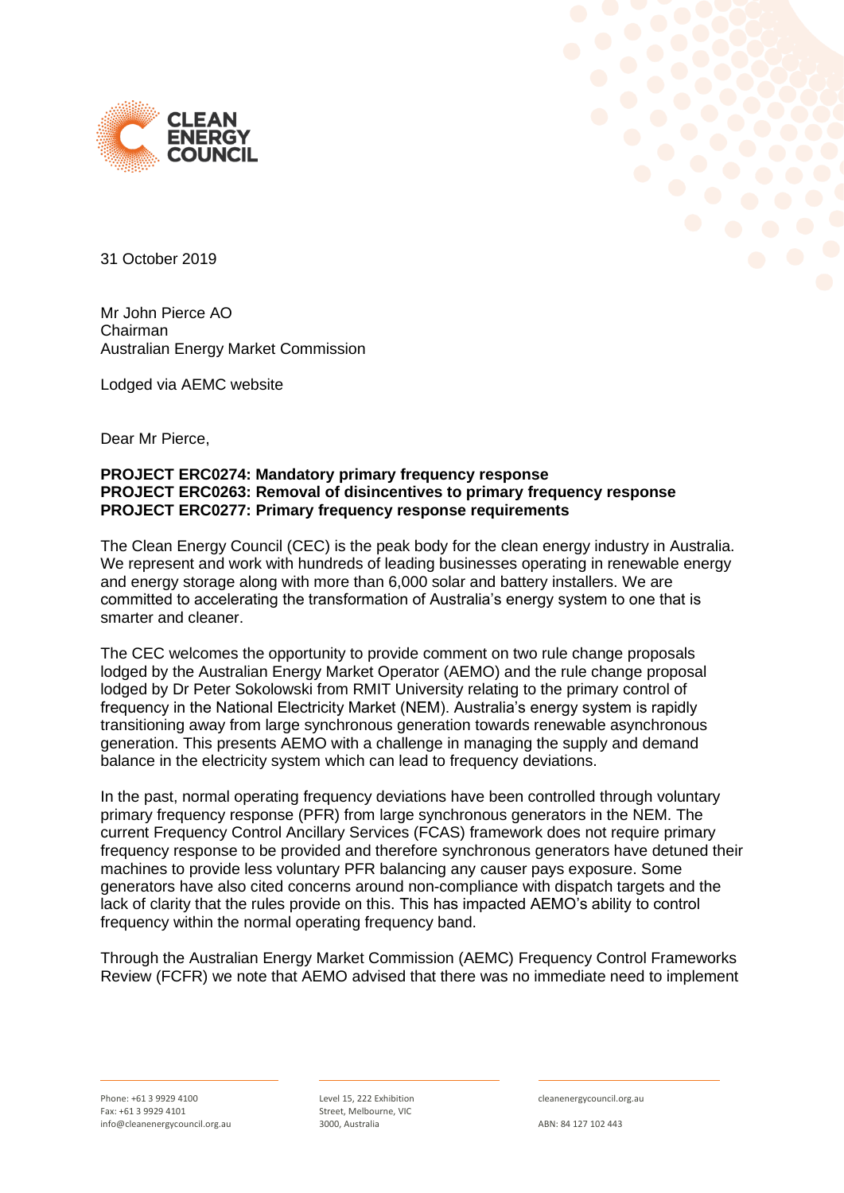31 October 2019

Mr John Pierce AO
Chairman
Australian Energy Market Commission

Lodged via AEMC website

Dear Mr Pierce,

**PROJECT ERC0274: Mandatory primary frequency response**
**PROJECT ERC0263: Removal of disincentives to primary frequency response**
**PROJECT ERC0277: Primary frequency response requirements**

The Clean Energy Council (CEC) is the peak body for the clean energy industry in Australia. We represent and work with hundreds of leading businesses operating in renewable energy and energy storage along with more than 6,000 solar and battery installers. We are committed to accelerating the transformation of Australia's energy system to one that is smarter and cleaner.

The CEC welcomes the opportunity to provide comment on two rule change proposals lodged by the Australian Energy Market Operator (AEMO) and the rule change proposal lodged by Dr Peter Sokolowski from RMIT University relating to the primary control of frequency in the National Electricity Market (NEM). Australia's energy system is rapidly transitioning away from large synchronous generation towards renewable asynchronous generation. This presents AEMO with a challenge in managing the supply and demand balance in the electricity system which can lead to frequency deviations.

In the past, normal operating frequency deviations have been controlled through voluntary primary frequency response (PFR) from large synchronous generators in the NEM. The current Frequency Control Ancillary Services (FCAS) framework does not require primary frequency response to be provided and therefore synchronous generators have detuned their machines to provide less voluntary PFR balancing any causer pays exposure. Some generators have also cited concerns around non-compliance with dispatch targets and the lack of clarity that the rules provide on this. This has impacted AEMO's ability to control frequency within the normal operating frequency band.

Through the Australian Energy Market Commission (AEMC) Frequency Control Frameworks Review (FCFR) we note that AEMO advised that there was no immediate need to implement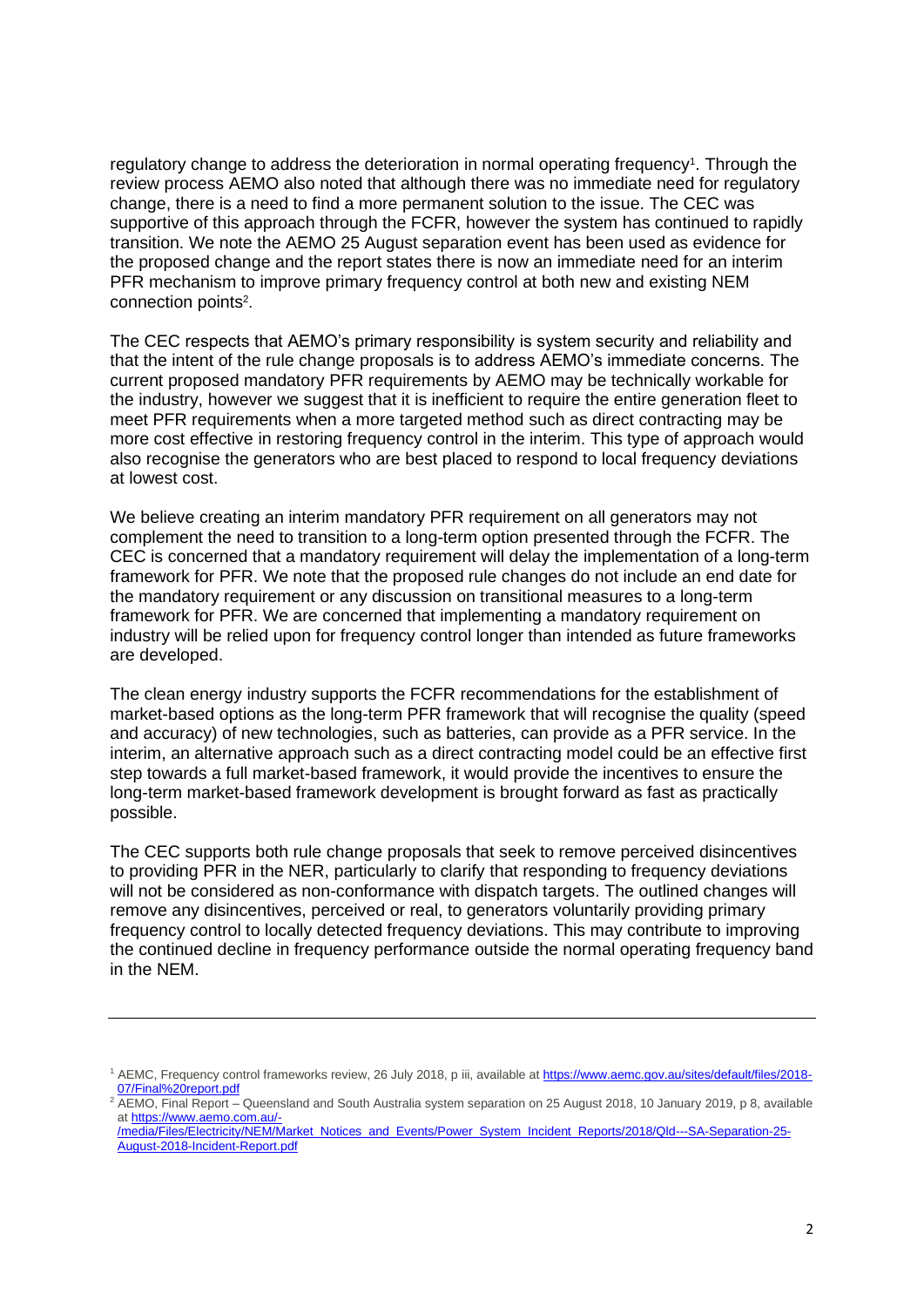regulatory change to address the deterioration in normal operating frequency[1]. Through the review process AEMO also noted that although there was no immediate need for regulatory change, there is a need to find a more permanent solution to the issue. The CEC was supportive of this approach through the FCFR, however the system has continued to rapidly transition. We note the AEMO 25 August separation event has been used as evidence for the proposed change and the report states there is now an immediate need for an interim PFR mechanism to improve primary frequency control at both new and existing NEM connection points[2].

The CEC respects that AEMO's primary responsibility is system security and reliability and that the intent of the rule change proposals is to address AEMO's immediate concerns. The current proposed mandatory PFR requirements by AEMO may be technically workable for the industry, however we suggest that it is inefficient to require the entire generation fleet to meet PFR requirements when a more targeted method such as direct contracting may be more cost effective in restoring frequency control in the interim. This type of approach would also recognise the generators who are best placed to respond to local frequency deviations at lowest cost.

We believe creating an interim mandatory PFR requirement on all generators may not complement the need to transition to a long-term option presented through the FCFR. The CEC is concerned that a mandatory requirement will delay the implementation of a long-term framework for PFR. We note that the proposed rule changes do not include an end date for the mandatory requirement or any discussion on transitional measures to a long-term framework for PFR. We are concerned that implementing a mandatory requirement on industry will be relied upon for frequency control longer than intended as future frameworks are developed.

The clean energy industry supports the FCFR recommendations for the establishment of market-based options as the long-term PFR framework that will recognise the quality (speed and accuracy) of new technologies, such as batteries, can provide as a PFR service. In the interim, an alternative approach such as a direct contracting model could be an effective first step towards a full market-based framework, it would provide the incentives to ensure the long-term market-based framework development is brought forward as fast as practically possible.

The CEC supports both rule change proposals that seek to remove perceived disincentives to providing PFR in the NER, particularly to clarify that responding to frequency deviations will not be considered as non-conformance with dispatch targets. The outlined changes will remove any disincentives, perceived or real, to generators voluntarily providing primary frequency control to locally detected frequency deviations. This may contribute to improving the continued decline in frequency performance outside the normal operating frequency band in the NEM.

---

[1] AEMC, Frequency control frameworks review, 26 July 2018, p iii, available at https://www.aemc.gov.au/sites/default/files/2018-07/Final%20report.pdf

[2] AEMO, Final Report – Queensland and South Australia system separation on 25 August 2018, 10 January 2019, p 8, available at https://www.aemo.com.au/-/media/Files/Electricity/NEM/Market_Notices_and_Events/Power_System_Incident_Reports/2018/Qld---SA-Separation-25-August-2018-Incident-Report.pdf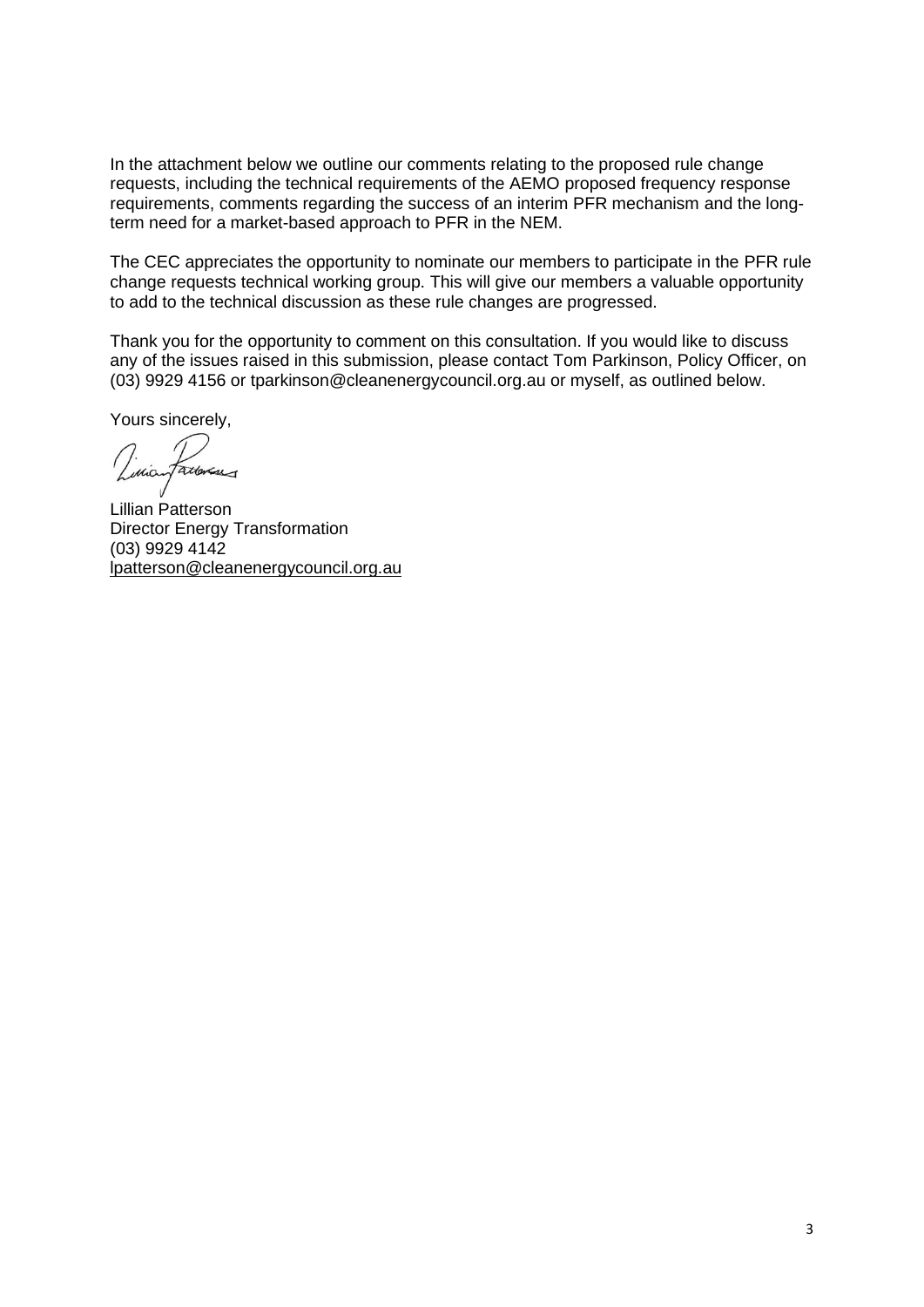In the attachment below we outline our comments relating to the proposed rule change requests, including the technical requirements of the AEMO proposed frequency response requirements, comments regarding the success of an interim PFR mechanism and the long-term need for a market-based approach to PFR in the NEM.

The CEC appreciates the opportunity to nominate our members to participate in the PFR rule change requests technical working group. This will give our members a valuable opportunity to add to the technical discussion as these rule changes are progressed.

Thank you for the opportunity to comment on this consultation. If you would like to discuss any of the issues raised in this submission, please contact Tom Parkinson, Policy Officer, on (03) 9929 4156 or tparkinson@cleanenergycouncil.org.au or myself, as outlined below.

Yours sincerely,

Lillian Patterson
Director Energy Transformation
(03) 9929 4142
lpatterson@cleanenergycouncil.org.au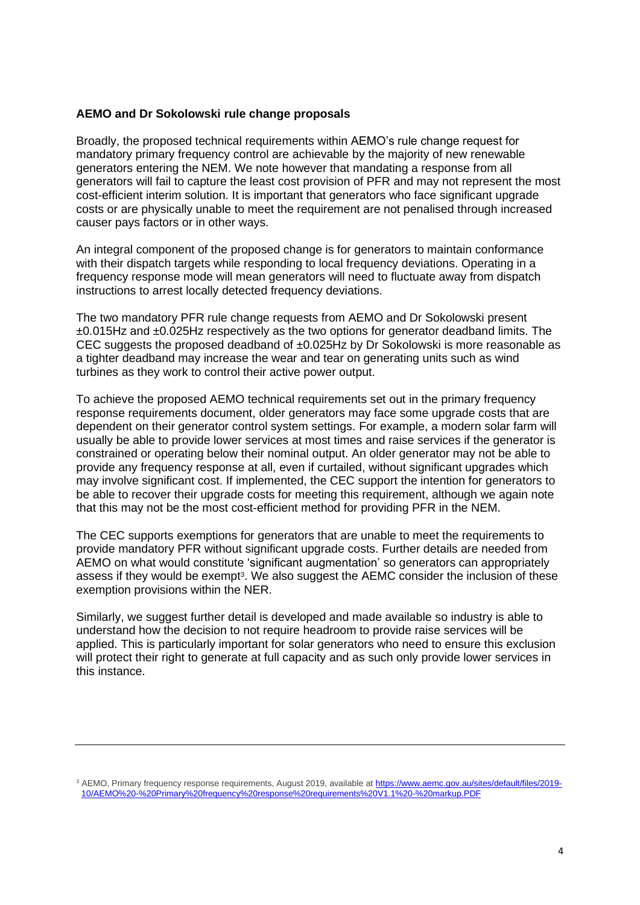**AEMO and Dr Sokolowski rule change proposals**

Broadly, the proposed technical requirements within AEMO's rule change request for mandatory primary frequency control are achievable by the majority of new renewable generators entering the NEM. We note however that mandating a response from all generators will fail to capture the least cost provision of PFR and may not represent the most cost-efficient interim solution. It is important that generators who face significant upgrade costs or are physically unable to meet the requirement are not penalised through increased causer pays factors or in other ways.

An integral component of the proposed change is for generators to maintain conformance with their dispatch targets while responding to local frequency deviations. Operating in a frequency response mode will mean generators will need to fluctuate away from dispatch instructions to arrest locally detected frequency deviations.

The two mandatory PFR rule change requests from AEMO and Dr Sokolowski present ±0.015Hz and ±0.025Hz respectively as the two options for generator deadband limits. The CEC suggests the proposed deadband of ±0.025Hz by Dr Sokolowski is more reasonable as a tighter deadband may increase the wear and tear on generating units such as wind turbines as they work to control their active power output.

To achieve the proposed AEMO technical requirements set out in the primary frequency response requirements document, older generators may face some upgrade costs that are dependent on their generator control system settings. For example, a modern solar farm will usually be able to provide lower services at most times and raise services if the generator is constrained or operating below their nominal output. An older generator may not be able to provide any frequency response at all, even if curtailed, without significant upgrades which may involve significant cost. If implemented, the CEC support the intention for generators to be able to recover their upgrade costs for meeting this requirement, although we again note that this may not be the most cost-efficient method for providing PFR in the NEM.

The CEC supports exemptions for generators that are unable to meet the requirements to provide mandatory PFR without significant upgrade costs. Further details are needed from AEMO on what would constitute 'significant augmentation' so generators can appropriately assess if they would be exempt[3]. We also suggest the AEMC consider the inclusion of these exemption provisions within the NER.

Similarly, we suggest further detail is developed and made available so industry is able to understand how the decision to not require headroom to provide raise services will be applied. This is particularly important for solar generators who need to ensure this exclusion will protect their right to generate at full capacity and as such only provide lower services in this instance.

---

[3] AEMO, Primary frequency response requirements, August 2019, available at https://www.aemc.gov.au/sites/default/files/2019-10/AEMO%20-%20Primary%20frequency%20response%20requirements%20V1.1%20-%20markup.PDF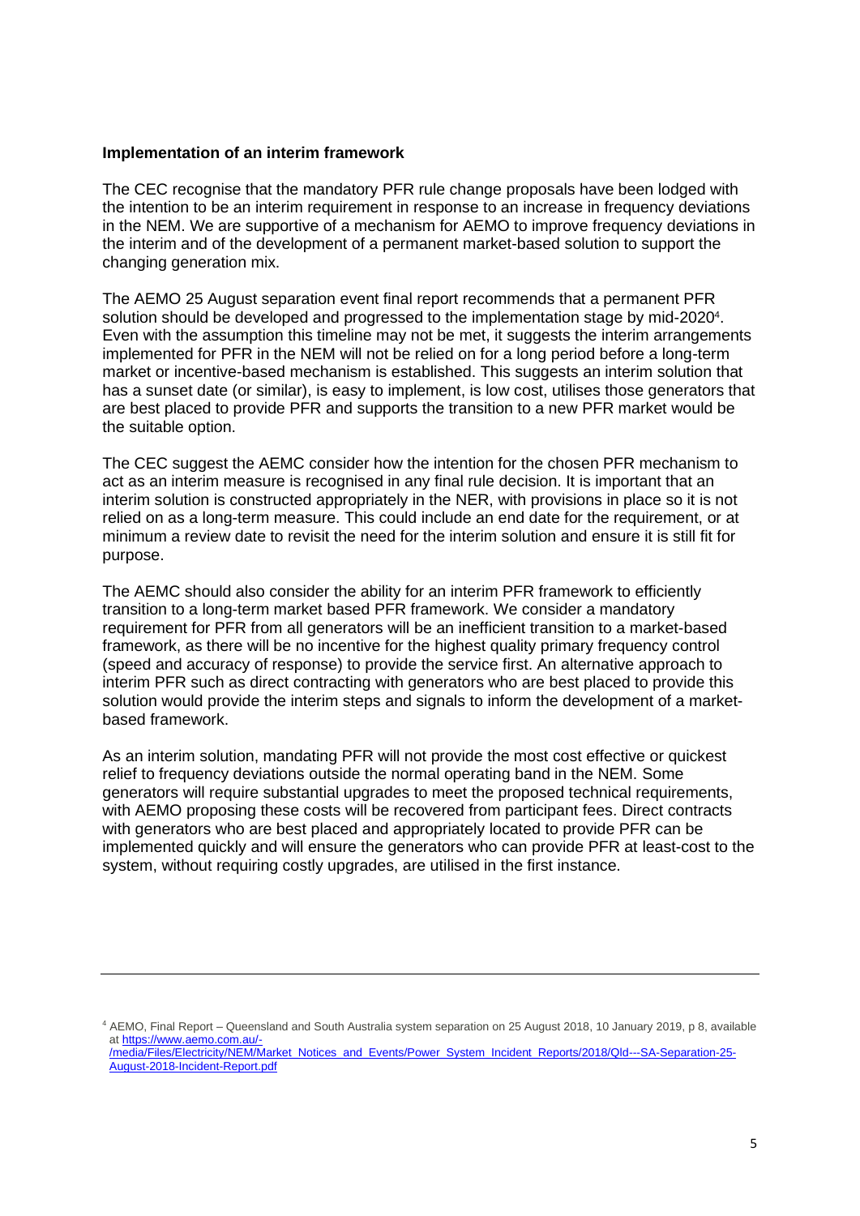**Implementation of an interim framework**

The CEC recognise that the mandatory PFR rule change proposals have been lodged with the intention to be an interim requirement in response to an increase in frequency deviations in the NEM. We are supportive of a mechanism for AEMO to improve frequency deviations in the interim and of the development of a permanent market-based solution to support the changing generation mix.

The AEMO 25 August separation event final report recommends that a permanent PFR solution should be developed and progressed to the implementation stage by mid-2020[4]. Even with the assumption this timeline may not be met, it suggests the interim arrangements implemented for PFR in the NEM will not be relied on for a long period before a long-term market or incentive-based mechanism is established. This suggests an interim solution that has a sunset date (or similar), is easy to implement, is low cost, utilises those generators that are best placed to provide PFR and supports the transition to a new PFR market would be the suitable option.

The CEC suggest the AEMC consider how the intention for the chosen PFR mechanism to act as an interim measure is recognised in any final rule decision. It is important that an interim solution is constructed appropriately in the NER, with provisions in place so it is not relied on as a long-term measure. This could include an end date for the requirement, or at minimum a review date to revisit the need for the interim solution and ensure it is still fit for purpose.

The AEMC should also consider the ability for an interim PFR framework to efficiently transition to a long-term market based PFR framework. We consider a mandatory requirement for PFR from all generators will be an inefficient transition to a market-based framework, as there will be no incentive for the highest quality primary frequency control (speed and accuracy of response) to provide the service first. An alternative approach to interim PFR such as direct contracting with generators who are best placed to provide this solution would provide the interim steps and signals to inform the development of a market-based framework.

As an interim solution, mandating PFR will not provide the most cost effective or quickest relief to frequency deviations outside the normal operating band in the NEM. Some generators will require substantial upgrades to meet the proposed technical requirements, with AEMO proposing these costs will be recovered from participant fees. Direct contracts with generators who are best placed and appropriately located to provide PFR can be implemented quickly and will ensure the generators who can provide PFR at least-cost to the system, without requiring costly upgrades, are utilised in the first instance.

---

[4] AEMO, Final Report – Queensland and South Australia system separation on 25 August 2018, 10 January 2019, p 8, available at https://www.aemo.com.au/-/media/Files/Electricity/NEM/Market_Notices_and_Events/Power_System_Incident_Reports/2018/Qld---SA-Separation-25-August-2018-Incident-Report.pdf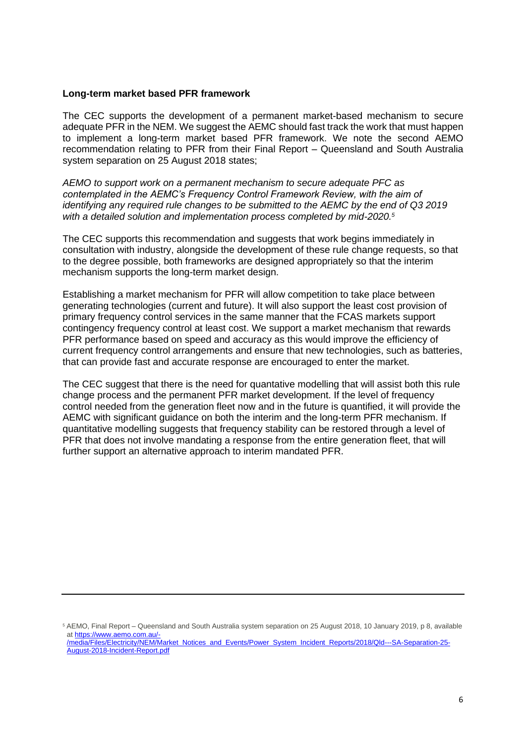**Long-term market based PFR framework**

The CEC supports the development of a permanent market-based mechanism to secure adequate PFR in the NEM. We suggest the AEMC should fast track the work that must happen to implement a long-term market based PFR framework. We note the second AEMO recommendation relating to PFR from their Final Report – Queensland and South Australia system separation on 25 August 2018 states;

*AEMO to support work on a permanent mechanism to secure adequate PFC as contemplated in the AEMC's Frequency Control Framework Review, with the aim of identifying any required rule changes to be submitted to the AEMC by the end of Q3 2019 with a detailed solution and implementation process completed by mid-2020.*[5]

The CEC supports this recommendation and suggests that work begins immediately in consultation with industry, alongside the development of these rule change requests, so that to the degree possible, both frameworks are designed appropriately so that the interim mechanism supports the long-term market design.

Establishing a market mechanism for PFR will allow competition to take place between generating technologies (current and future). It will also support the least cost provision of primary frequency control services in the same manner that the FCAS markets support contingency frequency control at least cost. We support a market mechanism that rewards PFR performance based on speed and accuracy as this would improve the efficiency of current frequency control arrangements and ensure that new technologies, such as batteries, that can provide fast and accurate response are encouraged to enter the market.

The CEC suggest that there is the need for quantative modelling that will assist both this rule change process and the permanent PFR market development. If the level of frequency control needed from the generation fleet now and in the future is quantified, it will provide the AEMC with significant guidance on both the interim and the long-term PFR mechanism. If quantitative modelling suggests that frequency stability can be restored through a level of PFR that does not involve mandating a response from the entire generation fleet, that will further support an alternative approach to interim mandated PFR.

---

[5] AEMO, Final Report – Queensland and South Australia system separation on 25 August 2018, 10 January 2019, p 8, available at https://www.aemo.com.au/-/media/Files/Electricity/NEM/Market_Notices_and_Events/Power_System_Incident_Reports/2018/Qld---SA-Separation-25-August-2018-Incident-Report.pdf